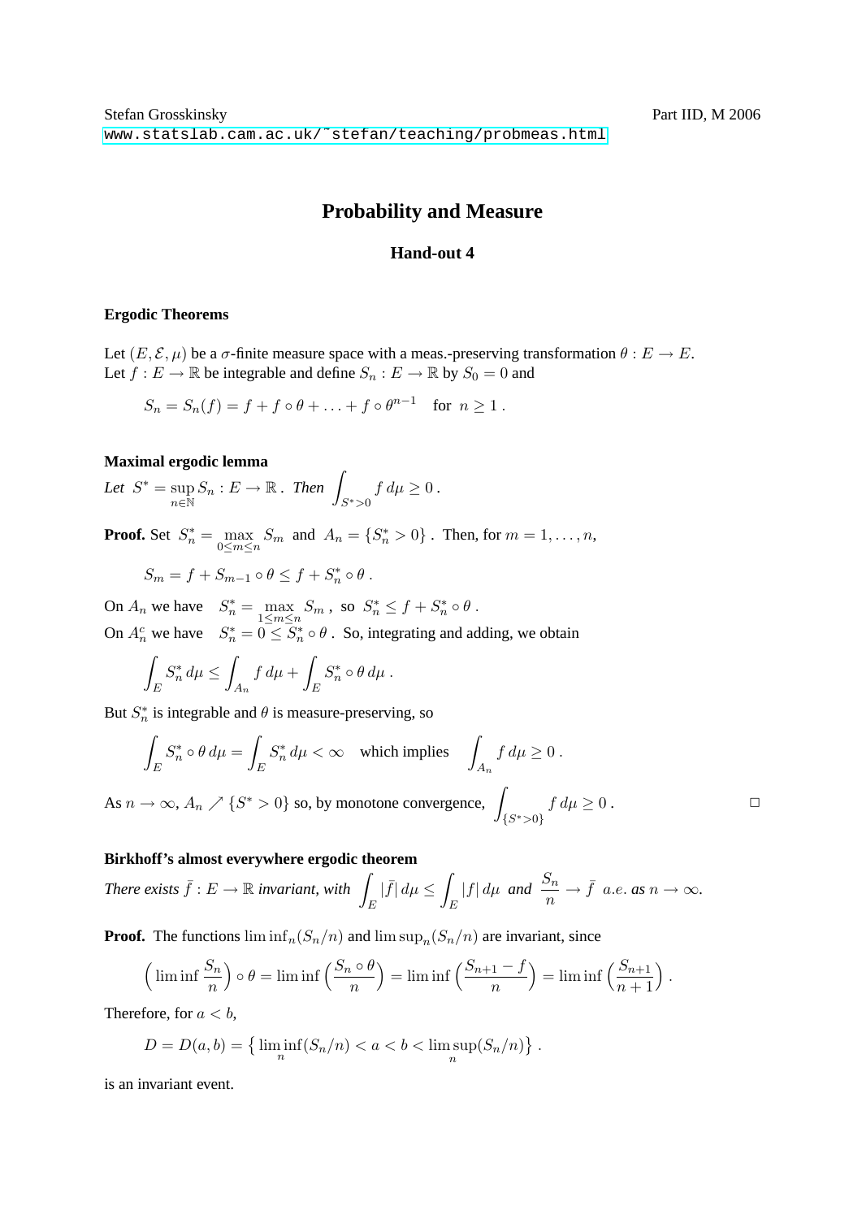Stefan Grosskinsky Part IID, M 2006

www.statslab.cam.ac.uk/~stefan/teaching/probmeas.html

# Probability and Measure

## Hand-out 4

### Ergodic Theorems

Let $(E, \mathcal{E}, \mu)$ be a $\sigma$-finite measure space with a meas.-preserving transformation $\theta : E \to E$.
Let $f : E \to \mathbb{R}$ be integrable and define $S_n : E \to \mathbb{R}$ by $S_0 = 0$ and

$$S_n = S_n(f) = f + f \circ \theta + \ldots + f \circ \theta^{n-1} \quad \text{for } \ n \geq 1 \, .$$

### Maximal ergodic lemma

*Let* $S^* = \sup_{n \in \mathbb{N}} S_n : E \to \mathbb{R}$ . *Then* $\displaystyle\int_{S^*>0} f \, d\mu \geq 0$ .

**Proof.** Set $S_n^* = \max_{0 \leq m \leq n} S_m$ and $A_n = \{S_n^* > 0\}$ . Then, for $m = 1, \ldots, n$,

$$S_m = f + S_{m-1} \circ \theta \leq f + S_n^* \circ \theta \, .$$

On $A_n$ we have $\quad S_n^* = \max_{1 \leq m \leq n} S_m$ , so $S_n^* \leq f + S_n^* \circ \theta$ .
On $A_n^c$ we have $\quad S_n^* = 0 \leq S_n^* \circ \theta$ . So, integrating and adding, we obtain

$$\int_E S_n^* \, d\mu \leq \int_{A_n} f \, d\mu + \int_E S_n^* \circ \theta \, d\mu \, .$$

But $S_n^*$ is integrable and $\theta$ is measure-preserving, so

$$\int_E S_n^* \circ \theta \, d\mu = \int_E S_n^* \, d\mu < \infty \quad \text{which implies} \quad \int_{A_n} f \, d\mu \geq 0 \, .$$

As $n \to \infty$, $A_n \nearrow \{S^* > 0\}$ so, by monotone convergence, $\displaystyle\int_{\{S^*>0\}} f \, d\mu \geq 0$ . □

### Birkhoff's almost everywhere ergodic theorem

*There exists* $\bar{f} : E \to \mathbb{R}$ *invariant, with* $\displaystyle\int_E |\bar{f}| \, d\mu \leq \int_E |f| \, d\mu$ *and* $\dfrac{S_n}{n} \to \bar{f}$ $a.e.$ *as* $n \to \infty$.

**Proof.** The functions $\liminf_n (S_n/n)$ and $\limsup_n (S_n/n)$ are invariant, since

$$\Big( \liminf \frac{S_n}{n} \Big) \circ \theta = \liminf \Big( \frac{S_n \circ \theta}{n} \Big) = \liminf \Big( \frac{S_{n+1} - f}{n} \Big) = \liminf \Big( \frac{S_{n+1}}{n+1} \Big) \, .$$

Therefore, for $a < b$,

$$D = D(a,b) = \big\{ \liminf_n (S_n/n) < a < b < \limsup_n (S_n/n) \big\} \, .$$

is an invariant event.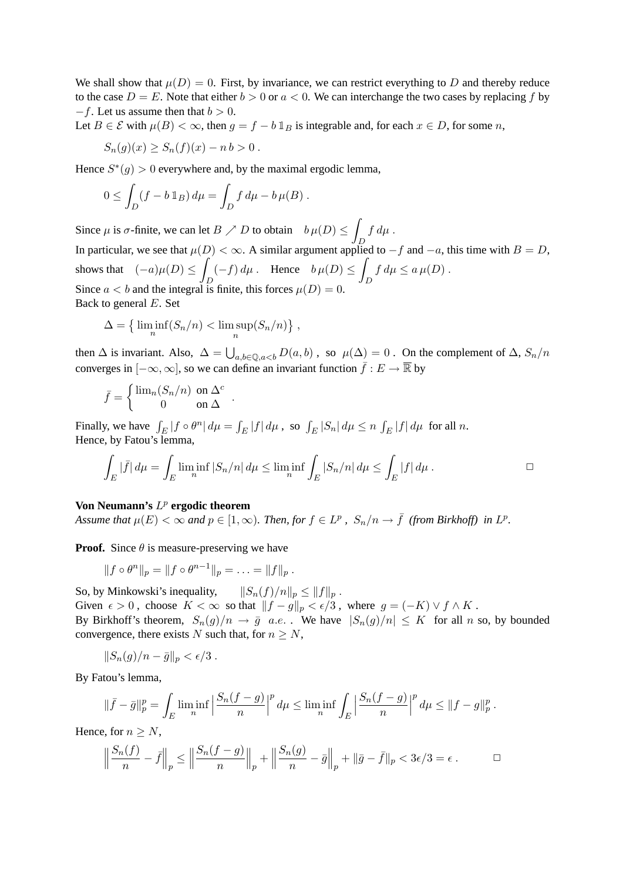We shall show that $\mu(D) = 0$. First, by invariance, we can restrict everything to $D$ and thereby reduce to the case $D = E$. Note that either $b > 0$ or $a < 0$. We can interchange the two cases by replacing $f$ by $-f$. Let us assume then that $b > 0$.

Let $B \in \mathcal{E}$ with $\mu(B) < \infty$, then $g = f - b\,\mathbb{1}_B$ is integrable and, for each $x \in D$, for some $n$,

$$S_n(g)(x) \geq S_n(f)(x) - n\,b > 0\,.$$

Hence $S^*(g) > 0$ everywhere and, by the maximal ergodic lemma,

$$0 \leq \int_D (f - b\,\mathbb{1}_B)\,d\mu = \int_D f\,d\mu - b\,\mu(B)\,.$$

Since $\mu$ is $\sigma$-finite, we can let $B \nearrow D$ to obtain $\quad b\,\mu(D) \leq \int_D f\,d\mu\,.$

In particular, we see that $\mu(D) < \infty$. A similar argument applied to $-f$ and $-a$, this time with $B = D$, shows that $\quad (-a)\mu(D) \leq \int_D (-f)\,d\mu\,.\quad$ Hence $\quad b\,\mu(D) \leq \int_D f\,d\mu \leq a\,\mu(D)\,.$

Since $a < b$ and the integral is finite, this forces $\mu(D) = 0$.

Back to general $E$. Set

$$\Delta = \big\{\liminf_n (S_n/n) < \limsup_n (S_n/n)\big\}\,,$$

then $\Delta$ is invariant. Also, $\Delta = \bigcup_{a,b\in\mathbb{Q},a<b} D(a,b)$, so $\mu(\Delta) = 0$. On the complement of $\Delta$, $S_n/n$ converges in $[-\infty,\infty]$, so we can define an invariant function $\bar{f} : E \to \overline{\mathbb{R}}$ by

$$\bar{f} = \begin{cases} \lim_n (S_n/n) & \text{on } \Delta^c \\ 0 & \text{on } \Delta \end{cases}\,.$$

Finally, we have $\int_E |f \circ \theta^n|\,d\mu = \int_E |f|\,d\mu$, so $\int_E |S_n|\,d\mu \leq n\int_E |f|\,d\mu$ for all $n$.

Hence, by Fatou's lemma,

$$\int_E |\bar{f}|\,d\mu = \int_E \liminf_n |S_n/n|\,d\mu \leq \liminf_n \int_E |S_n/n|\,d\mu \leq \int_E |f|\,d\mu\,. \qquad \square$$

**Von Neumann's $L^p$ ergodic theorem**

*Assume that $\mu(E) < \infty$ and $p \in [1,\infty)$. Then, for $f \in L^p$, $S_n/n \to \bar{f}$ (from Birkhoff) in $L^p$.*

**Proof.** Since $\theta$ is measure-preserving we have

$$\|f \circ \theta^n\|_p = \|f \circ \theta^{n-1}\|_p = \ldots = \|f\|_p\,.$$

So, by Minkowski's inequality, $\qquad \|S_n(f)/n\|_p \leq \|f\|_p\,.$

Given $\epsilon > 0$, choose $K < \infty$ so that $\|f - g\|_p < \epsilon/3$, where $g = (-K) \vee f \wedge K$.

By Birkhoff's theorem, $S_n(g)/n \to \bar{g}$ *a.e.*. We have $|S_n(g)/n| \leq K$ for all $n$ so, by bounded convergence, there exists $N$ such that, for $n \geq N$,

$$\|S_n(g)/n - \bar{g}\|_p < \epsilon/3\,.$$

By Fatou's lemma,

$$\|\bar{f} - \bar{g}\|_p^p = \int_E \liminf_n \Big|\frac{S_n(f-g)}{n}\Big|^p d\mu \leq \liminf_n \int_E \Big|\frac{S_n(f-g)}{n}\Big|^p d\mu \leq \|f - g\|_p^p\,.$$

Hence, for $n \geq N$,

$$\Big\|\frac{S_n(f)}{n} - \bar{f}\Big\|_p \leq \Big\|\frac{S_n(f-g)}{n}\Big\|_p + \Big\|\frac{S_n(g)}{n} - \bar{g}\Big\|_p + \|\bar{g} - \bar{f}\|_p < 3\epsilon/3 = \epsilon\,. \qquad \square$$